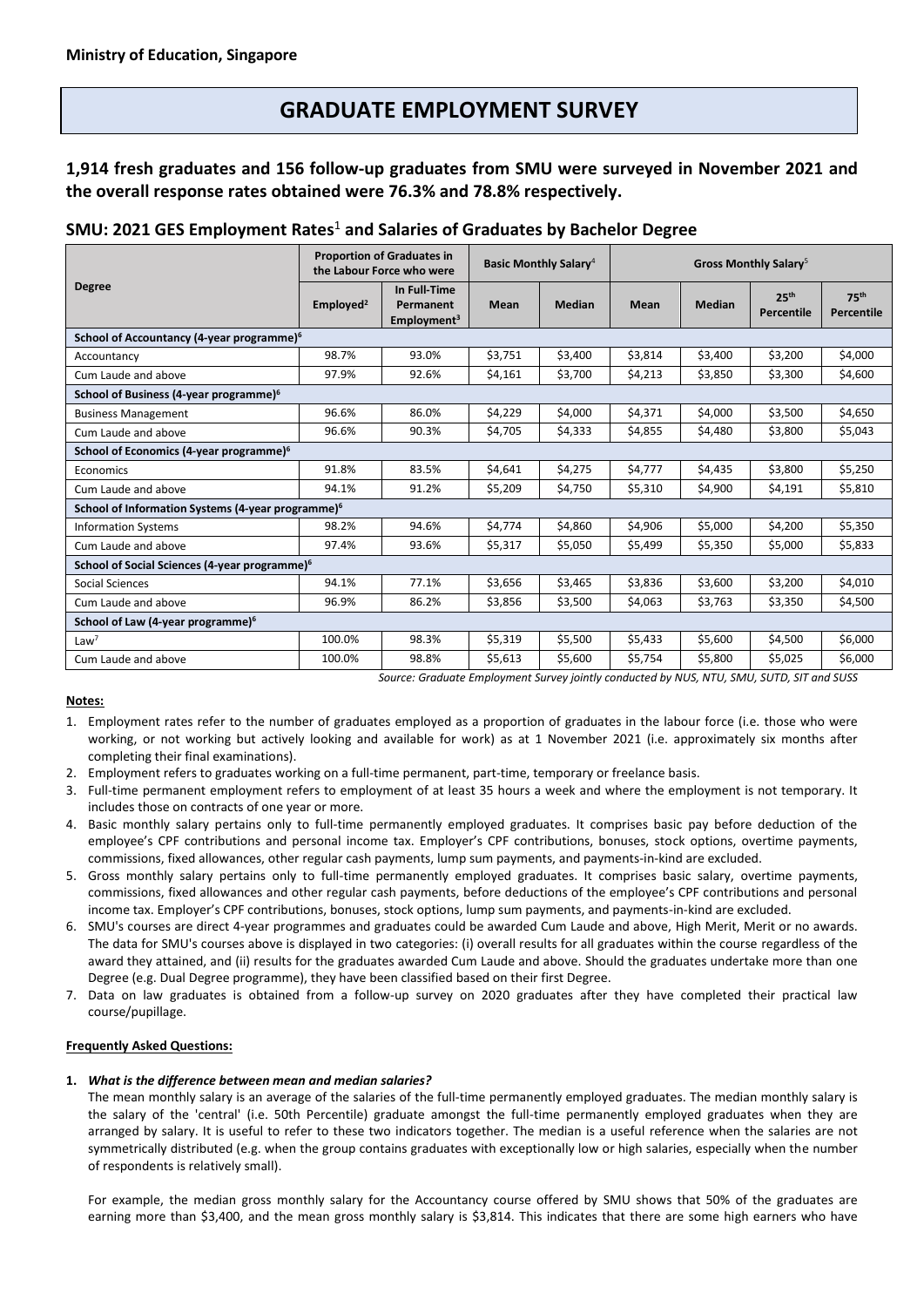**Ministry of Education, Singapore**

# GRADUATE EMPLOYMENT SURVEY

## 1,914 fresh graduates and 156 follow-up graduates from SMU were surveyed in November 2021 and the overall response rates obtained were 76.3% and 78.8% respectively.

### SMU: 2021 GES Employment Rates[1] and Salaries of Graduates by Bachelor Degree

| Degree | Proportion of Graduates in the Labour Force who were | | Basic Monthly Salary[4] | | Gross Monthly Salary[5] | | | |
|---|---|---|---|---|---|---|---|---|
| | Employed[2] | In Full-Time Permanent Employment[3] | Mean | Median | Mean | Median | 25th Percentile | 75th Percentile |
| **School of Accountancy (4-year programme)[6]** | | | | | | | | |
| Accountancy | 98.7% | 93.0% | $3,751 | $3,400 | $3,814 | $3,400 | $3,200 | $4,000 |
| Cum Laude and above | 97.9% | 92.6% | $4,161 | $3,700 | $4,213 | $3,850 | $3,300 | $4,600 |
| **School of Business (4-year programme)[6]** | | | | | | | | |
| Business Management | 96.6% | 86.0% | $4,229 | $4,000 | $4,371 | $4,000 | $3,500 | $4,650 |
| Cum Laude and above | 96.6% | 90.3% | $4,705 | $4,333 | $4,855 | $4,480 | $3,800 | $5,043 |
| **School of Economics (4-year programme)[6]** | | | | | | | | |
| Economics | 91.8% | 83.5% | $4,641 | $4,275 | $4,777 | $4,435 | $3,800 | $5,250 |
| Cum Laude and above | 94.1% | 91.2% | $5,209 | $4,750 | $5,310 | $4,900 | $4,191 | $5,810 |
| **School of Information Systems (4-year programme)[6]** | | | | | | | | |
| Information Systems | 98.2% | 94.6% | $4,774 | $4,860 | $4,906 | $5,000 | $4,200 | $5,350 |
| Cum Laude and above | 97.4% | 93.6% | $5,317 | $5,050 | $5,499 | $5,350 | $5,000 | $5,833 |
| **School of Social Sciences (4-year programme)[6]** | | | | | | | | |
| Social Sciences | 94.1% | 77.1% | $3,656 | $3,465 | $3,836 | $3,600 | $3,200 | $4,010 |
| Cum Laude and above | 96.9% | 86.2% | $3,856 | $3,500 | $4,063 | $3,763 | $3,350 | $4,500 |
| **School of Law (4-year programme)[6]** | | | | | | | | |
| Law[7] | 100.0% | 98.3% | $5,319 | $5,500 | $5,433 | $5,600 | $4,500 | $6,000 |
| Cum Laude and above | 100.0% | 98.8% | $5,613 | $5,600 | $5,754 | $5,800 | $5,025 | $6,000 |

*Source: Graduate Employment Survey jointly conducted by NUS, NTU, SMU, SUTD, SIT and SUSS*

**Notes:**

1. Employment rates refer to the number of graduates employed as a proportion of graduates in the labour force (i.e. those who were working, or not working but actively looking and available for work) as at 1 November 2021 (i.e. approximately six months after completing their final examinations).
2. Employment refers to graduates working on a full-time permanent, part-time, temporary or freelance basis.
3. Full-time permanent employment refers to employment of at least 35 hours a week and where the employment is not temporary. It includes those on contracts of one year or more.
4. Basic monthly salary pertains only to full-time permanently employed graduates. It comprises basic pay before deduction of the employee's CPF contributions and personal income tax. Employer's CPF contributions, bonuses, stock options, overtime payments, commissions, fixed allowances, other regular cash payments, lump sum payments, and payments-in-kind are excluded.
5. Gross monthly salary pertains only to full-time permanently employed graduates. It comprises basic salary, overtime payments, commissions, fixed allowances and other regular cash payments, before deductions of the employee's CPF contributions and personal income tax. Employer's CPF contributions, bonuses, stock options, lump sum payments, and payments-in-kind are excluded.
6. SMU's courses are direct 4-year programmes and graduates could be awarded Cum Laude and above, High Merit, Merit or no awards. The data for SMU's courses above is displayed in two categories: (i) overall results for all graduates within the course regardless of the award they attained, and (ii) results for the graduates awarded Cum Laude and above. Should the graduates undertake more than one Degree (e.g. Dual Degree programme), they have been classified based on their first Degree.
7. Data on law graduates is obtained from a follow-up survey on 2020 graduates after they have completed their practical law course/pupillage.

**Frequently Asked Questions:**

1. ***What is the difference between mean and median salaries?***

   The mean monthly salary is an average of the salaries of the full-time permanently employed graduates. The median monthly salary is the salary of the 'central' (i.e. 50th Percentile) graduate amongst the full-time permanently employed graduates when they are arranged by salary. It is useful to refer to these two indicators together. The median is a useful reference when the salaries are not symmetrically distributed (e.g. when the group contains graduates with exceptionally low or high salaries, especially when the number of respondents is relatively small).

   For example, the median gross monthly salary for the Accountancy course offered by SMU shows that 50% of the graduates are earning more than $3,400, and the mean gross monthly salary is $3,814. This indicates that there are some high earners who have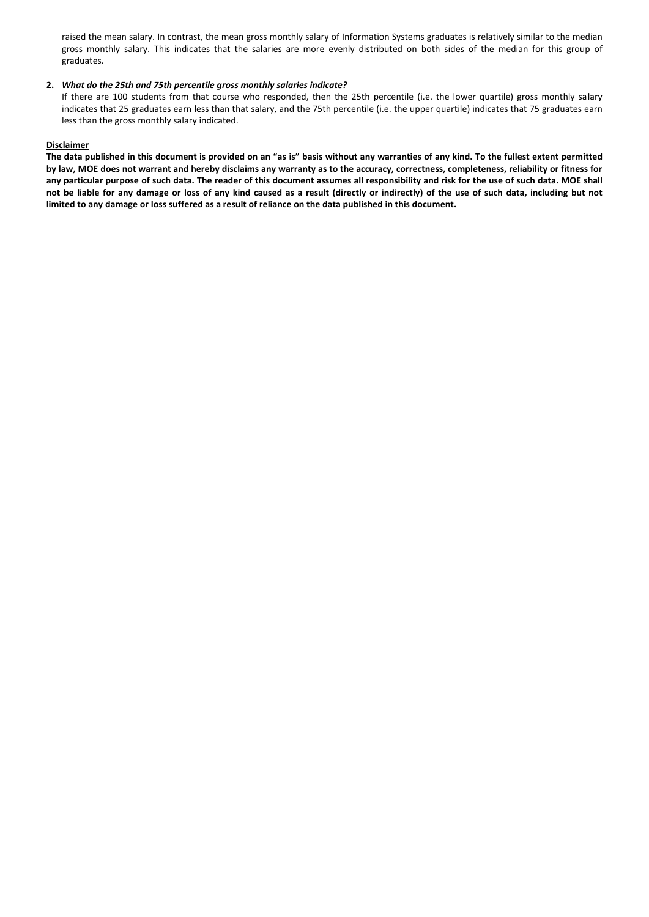raised the mean salary. In contrast, the mean gross monthly salary of Information Systems graduates is relatively similar to the median gross monthly salary. This indicates that the salaries are more evenly distributed on both sides of the median for this group of graduates.

**2.** ***What do the 25th and 75th percentile gross monthly salaries indicate?***

If there are 100 students from that course who responded, then the 25th percentile (i.e. the lower quartile) gross monthly salary indicates that 25 graduates earn less than that salary, and the 75th percentile (i.e. the upper quartile) indicates that 75 graduates earn less than the gross monthly salary indicated.

**Disclaimer**

**The data published in this document is provided on an "as is" basis without any warranties of any kind. To the fullest extent permitted by law, MOE does not warrant and hereby disclaims any warranty as to the accuracy, correctness, completeness, reliability or fitness for any particular purpose of such data. The reader of this document assumes all responsibility and risk for the use of such data. MOE shall not be liable for any damage or loss of any kind caused as a result (directly or indirectly) of the use of such data, including but not limited to any damage or loss suffered as a result of reliance on the data published in this document.**